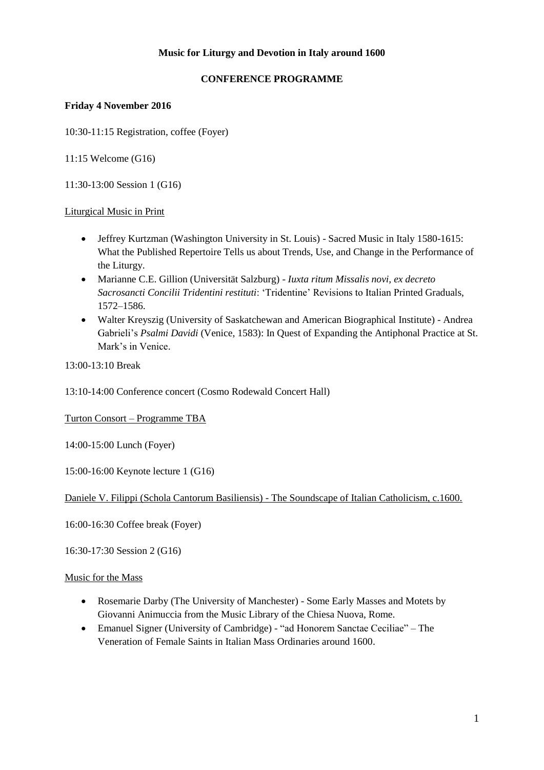# Music for Liturgy and Devotion in Italy around 1600

## CONFERENCE PROGRAMME

### Friday 4 November 2016

10:30-11:15 Registration, coffee (Foyer)

11:15 Welcome (G16)

11:30-13:00 Session 1 (G16)

Liturgical Music in Print

- Jeffrey Kurtzman (Washington University in St. Louis) - Sacred Music in Italy 1580-1615: What the Published Repertoire Tells us about Trends, Use, and Change in the Performance of the Liturgy.
- Marianne C.E. Gillion (Universität Salzburg) - *Iuxta ritum Missalis novi, ex decreto Sacrosancti Concilii Tridentini restituti*: 'Tridentine' Revisions to Italian Printed Graduals, 1572–1586.
- Walter Kreyszig (University of Saskatchewan and American Biographical Institute) - Andrea Gabrieli's *Psalmi Davidi* (Venice, 1583): In Quest of Expanding the Antiphonal Practice at St. Mark's in Venice.

13:00-13:10 Break

13:10-14:00 Conference concert (Cosmo Rodewald Concert Hall)

Turton Consort – Programme TBA

14:00-15:00 Lunch (Foyer)

15:00-16:00 Keynote lecture 1 (G16)

Daniele V. Filippi (Schola Cantorum Basiliensis) - The Soundscape of Italian Catholicism, c.1600.

16:00-16:30 Coffee break (Foyer)

16:30-17:30 Session 2 (G16)

Music for the Mass

- Rosemarie Darby (The University of Manchester) - Some Early Masses and Motets by Giovanni Animuccia from the Music Library of the Chiesa Nuova, Rome.
- Emanuel Signer (University of Cambridge) - "ad Honorem Sanctae Ceciliae" – The Veneration of Female Saints in Italian Mass Ordinaries around 1600.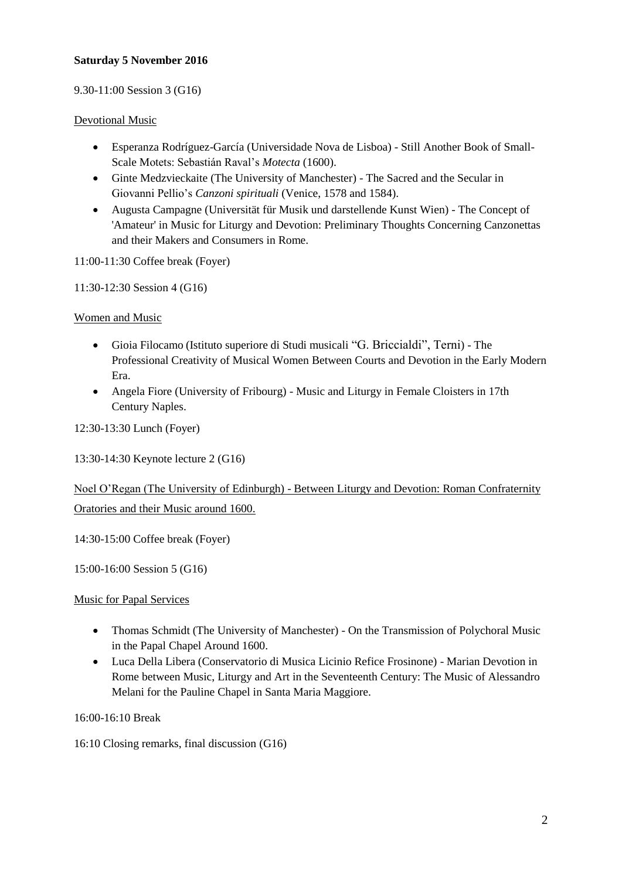**Saturday 5 November 2016**

9.30-11:00 Session 3 (G16)

<u>Devotional Music</u>

- Esperanza Rodríguez-García (Universidade Nova de Lisboa) - Still Another Book of Small-Scale Motets: Sebastián Raval's *Motecta* (1600).
- Ginte Medzvieckaite (The University of Manchester) - The Sacred and the Secular in Giovanni Pellio's *Canzoni spirituali* (Venice, 1578 and 1584).
- Augusta Campagne (Universität für Musik und darstellende Kunst Wien) - The Concept of 'Amateur' in Music for Liturgy and Devotion: Preliminary Thoughts Concerning Canzonettas and their Makers and Consumers in Rome.

11:00-11:30 Coffee break (Foyer)

11:30-12:30 Session 4 (G16)

<u>Women and Music</u>

- Gioia Filocamo (Istituto superiore di Studi musicali "G. Briccialdi", Terni) - The Professional Creativity of Musical Women Between Courts and Devotion in the Early Modern Era.
- Angela Fiore (University of Fribourg) - Music and Liturgy in Female Cloisters in 17th Century Naples.

12:30-13:30 Lunch (Foyer)

13:30-14:30 Keynote lecture 2 (G16)

<u>Noel O'Regan (The University of Edinburgh) - Between Liturgy and Devotion: Roman Confraternity Oratories and their Music around 1600.</u>

14:30-15:00 Coffee break (Foyer)

15:00-16:00 Session 5 (G16)

<u>Music for Papal Services</u>

- Thomas Schmidt (The University of Manchester) - On the Transmission of Polychoral Music in the Papal Chapel Around 1600.
- Luca Della Libera (Conservatorio di Musica Licinio Refice Frosinone) - Marian Devotion in Rome between Music, Liturgy and Art in the Seventeenth Century: The Music of Alessandro Melani for the Pauline Chapel in Santa Maria Maggiore.

16:00-16:10 Break

16:10 Closing remarks, final discussion (G16)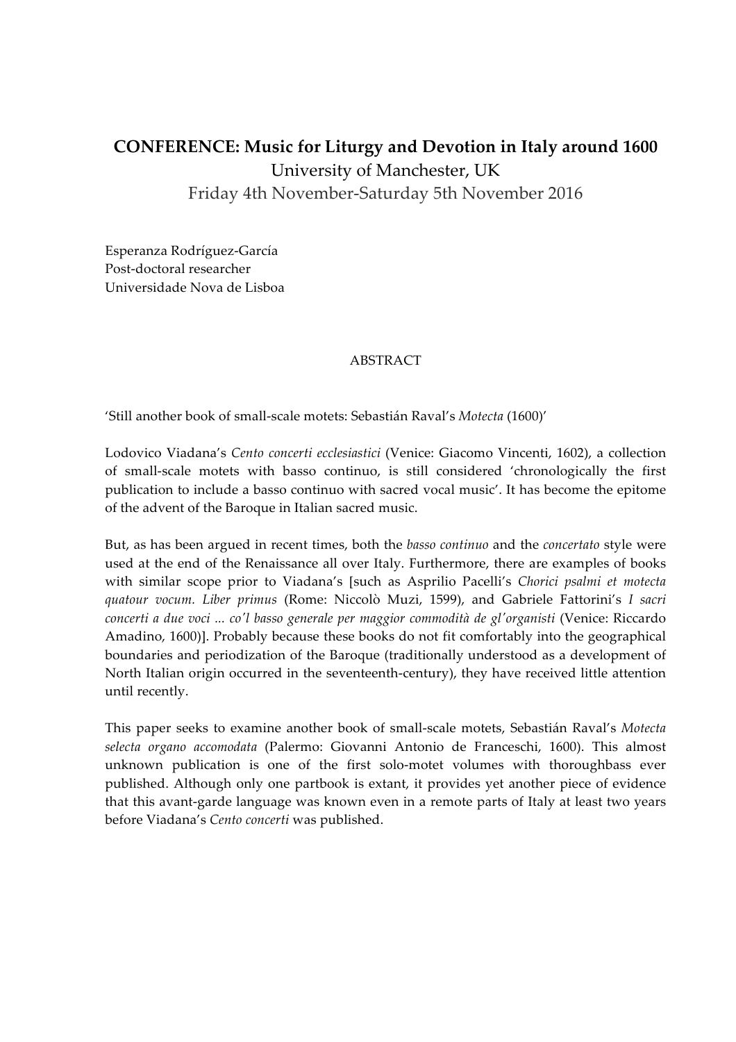**CONFERENCE: Music for Liturgy and Devotion in Italy around 1600**
University of Manchester, UK
Friday 4th November-Saturday 5th November 2016

Esperanza Rodríguez-García
Post-doctoral researcher
Universidade Nova de Lisboa

ABSTRACT

'Still another book of small-scale motets: Sebastián Raval's *Motecta* (1600)'

Lodovico Viadana's *Cento concerti ecclesiastici* (Venice: Giacomo Vincenti, 1602), a collection of small-scale motets with basso continuo, is still considered 'chronologically the first publication to include a basso continuo with sacred vocal music'. It has become the epitome of the advent of the Baroque in Italian sacred music.

But, as has been argued in recent times, both the *basso continuo* and the *concertato* style were used at the end of the Renaissance all over Italy. Furthermore, there are examples of books with similar scope prior to Viadana's [such as Asprilio Pacelli's *Chorici psalmi et motecta quatour vocum. Liber primus* (Rome: Niccolò Muzi, 1599), and Gabriele Fattorini's *I sacri concerti a due voci ... co'l basso generale per maggior commodità de gl'organisti* (Venice: Riccardo Amadino, 1600)]. Probably because these books do not fit comfortably into the geographical boundaries and periodization of the Baroque (traditionally understood as a development of North Italian origin occurred in the seventeenth-century), they have received little attention until recently.

This paper seeks to examine another book of small-scale motets, Sebastián Raval's *Motecta selecta organo accomodata* (Palermo: Giovanni Antonio de Franceschi, 1600). This almost unknown publication is one of the first solo-motet volumes with thoroughbass ever published. Although only one partbook is extant, it provides yet another piece of evidence that this avant-garde language was known even in a remote parts of Italy at least two years before Viadana's *Cento concerti* was published.